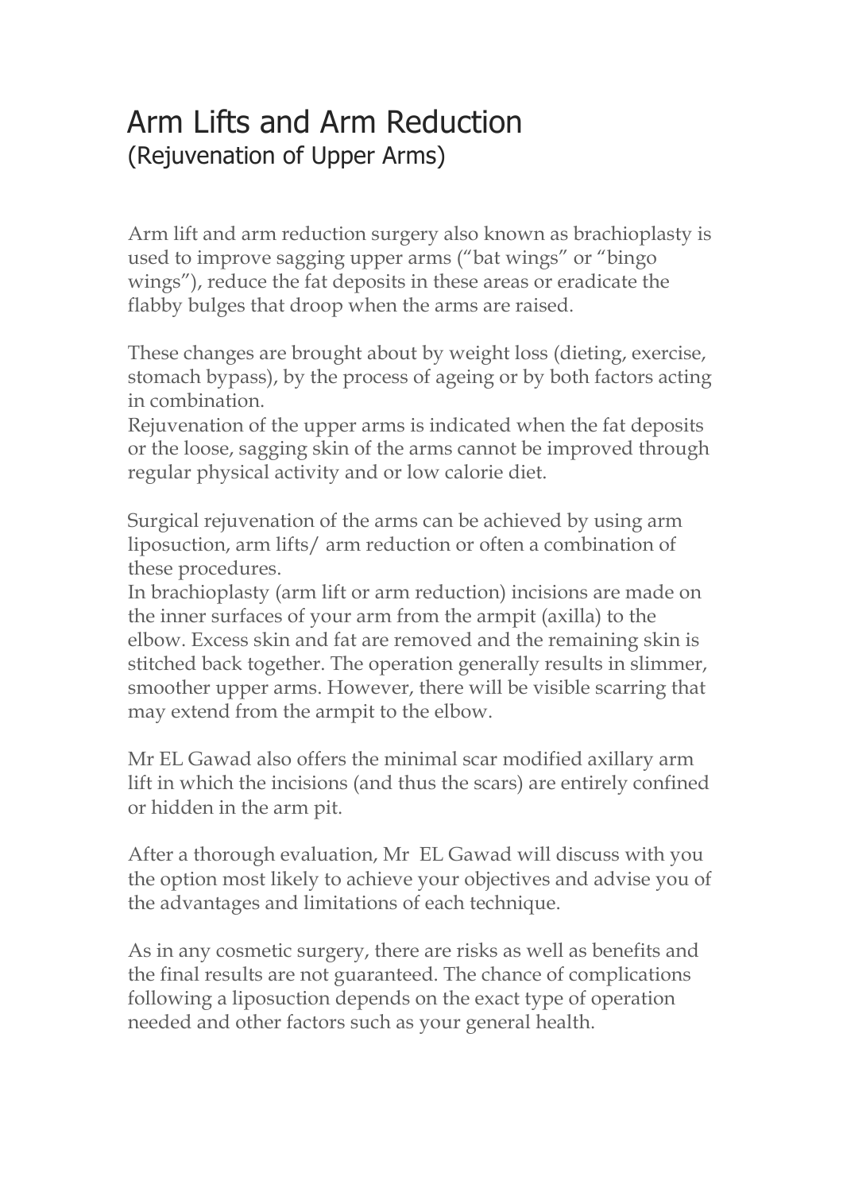# Arm Lifts and Arm Reduction
## (Rejuvenation of Upper Arms)

Arm lift and arm reduction surgery also known as brachioplasty is used to improve sagging upper arms ("bat wings" or "bingo wings"), reduce the fat deposits in these areas or eradicate the flabby bulges that droop when the arms are raised.

These changes are brought about by weight loss (dieting, exercise, stomach bypass), by the process of ageing or by both factors acting in combination.
Rejuvenation of the upper arms is indicated when the fat deposits or the loose, sagging skin of the arms cannot be improved through regular physical activity and or low calorie diet.

Surgical rejuvenation of the arms can be achieved by using arm liposuction, arm lifts/ arm reduction or often a combination of these procedures.
In brachioplasty (arm lift or arm reduction) incisions are made on the inner surfaces of your arm from the armpit (axilla) to the elbow. Excess skin and fat are removed and the remaining skin is stitched back together. The operation generally results in slimmer, smoother upper arms. However, there will be visible scarring that may extend from the armpit to the elbow.

Mr EL Gawad also offers the minimal scar modified axillary arm lift in which the incisions (and thus the scars) are entirely confined or hidden in the arm pit.

After a thorough evaluation, Mr EL Gawad will discuss with you the option most likely to achieve your objectives and advise you of the advantages and limitations of each technique.

As in any cosmetic surgery, there are risks as well as benefits and the final results are not guaranteed. The chance of complications following a liposuction depends on the exact type of operation needed and other factors such as your general health.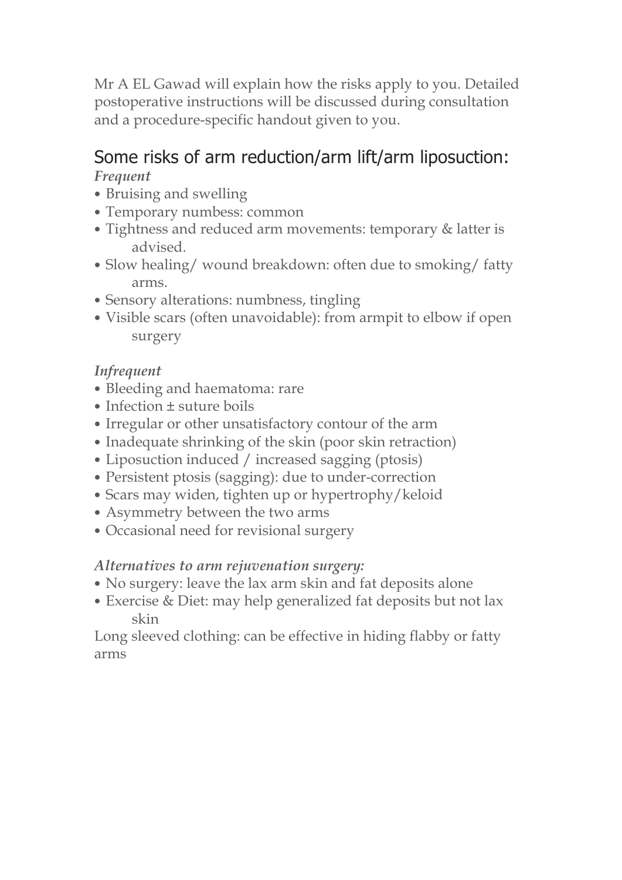Mr A EL Gawad will explain how the risks apply to you. Detailed postoperative instructions will be discussed during consultation and a procedure-specific handout given to you.

## Some risks of arm reduction/arm lift/arm liposuction:

***Frequent***

- Bruising and swelling
- Temporary numbess: common
- Tightness and reduced arm movements: temporary & latter is advised.
- Slow healing/ wound breakdown: often due to smoking/ fatty arms.
- Sensory alterations: numbness, tingling
- Visible scars (often unavoidable): from armpit to elbow if open surgery

***Infrequent***

- Bleeding and haematoma: rare
- Infection ± suture boils
- Irregular or other unsatisfactory contour of the arm
- Inadequate shrinking of the skin (poor skin retraction)
- Liposuction induced / increased sagging (ptosis)
- Persistent ptosis (sagging): due to under-correction
- Scars may widen, tighten up or hypertrophy/keloid
- Asymmetry between the two arms
- Occasional need for revisional surgery

***Alternatives to arm rejuvenation surgery:***

- No surgery: leave the lax arm skin and fat deposits alone
- Exercise & Diet: may help generalized fat deposits but not lax skin

Long sleeved clothing: can be effective in hiding flabby or fatty arms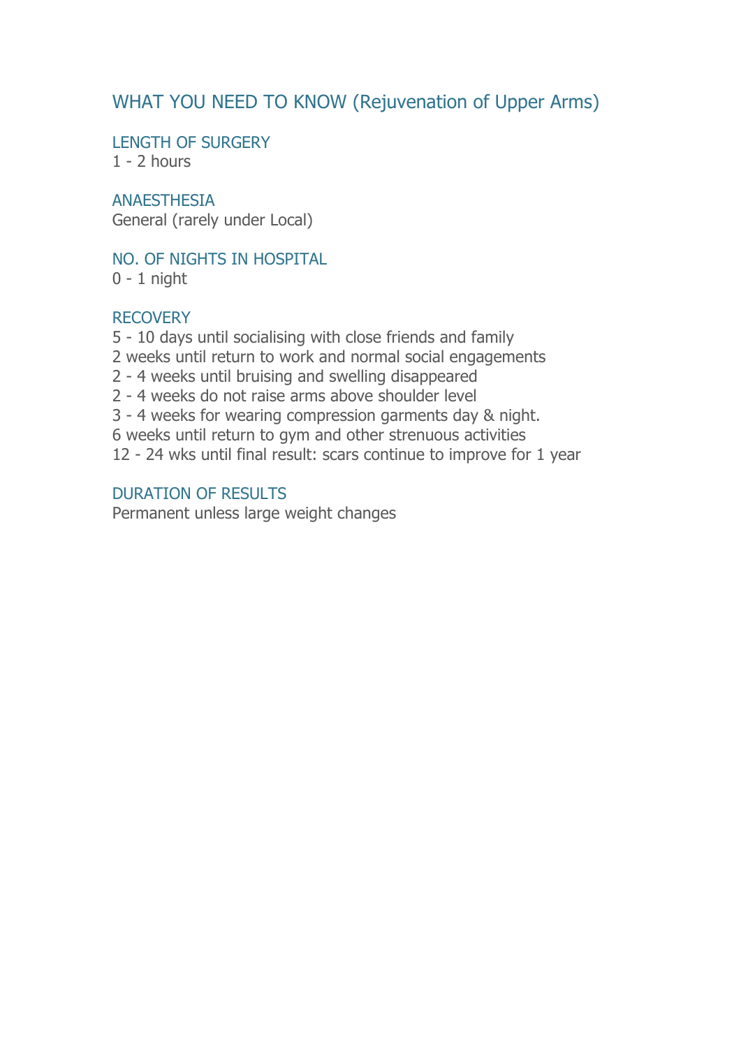## WHAT YOU NEED TO KNOW (Rejuvenation of Upper Arms)

### LENGTH OF SURGERY

1 - 2 hours

### ANAESTHESIA

General (rarely under Local)

### NO. OF NIGHTS IN HOSPITAL

0 - 1 night

### RECOVERY

5 - 10 days until socialising with close friends and family
2 weeks until return to work and normal social engagements
2 - 4 weeks until bruising and swelling disappeared
2 - 4 weeks do not raise arms above shoulder level
3 - 4 weeks for wearing compression garments day & night.
6 weeks until return to gym and other strenuous activities
12 - 24 wks until final result: scars continue to improve for 1 year

### DURATION OF RESULTS

Permanent unless large weight changes